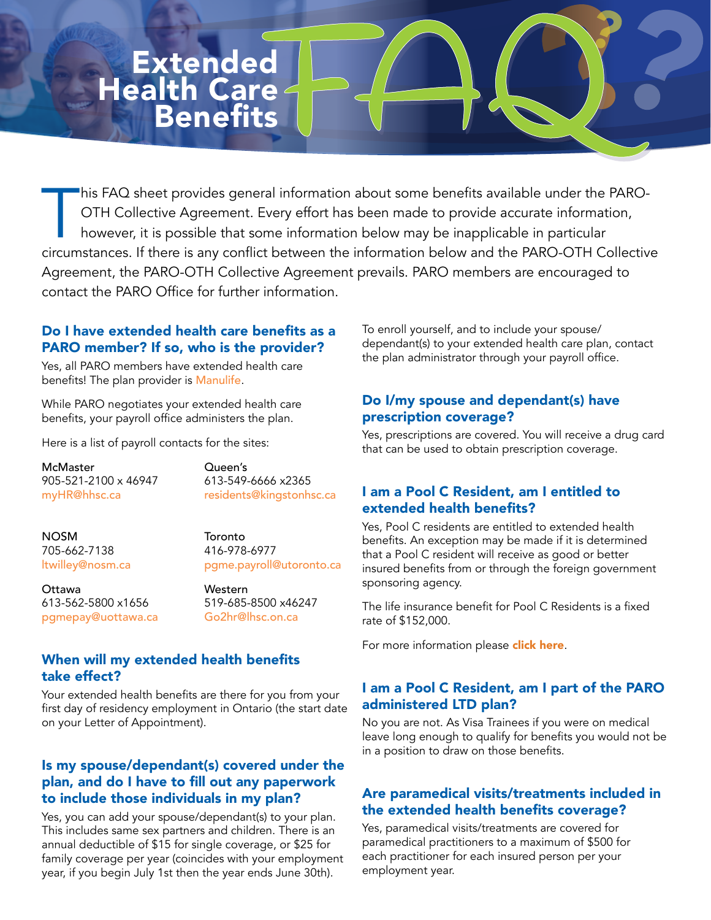# Extended Health Care Benefits FAQ

This FAQ sheet provides general information about some benefits available under the PARO-OTH Collective Agreement. Every effort has been made to provide accurate information, however, it is possible that some information below may be inapplicable in particular circumstances. If there is any conflict between the information below and the PARO-OTH Collective Agreement, the PARO-OTH Collective Agreement prevails. PARO members are encouraged to contact the PARO Office for further information.

## Do I have extended health care benefits as a PARO member? If so, who is the provider?

Yes, all PARO members have extended health care benefits! The plan provider is Manulife.

While PARO negotiates your extended health care benefits, your payroll office administers the plan.

Here is a list of payroll contacts for the sites:

McMaster
905-521-2100 x 46947
myHR@hhsc.ca

Queen's
613-549-6666 x2365
residents@kingstonhsc.ca

NOSM
705-662-7138
ltwilley@nosm.ca

Toronto
416-978-6977
pgme.payroll@utoronto.ca

Ottawa
613-562-5800 x1656
pgmepay@uottawa.ca

Western
519-685-8500 x46247
Go2hr@lhsc.on.ca

## When will my extended health benefits take effect?

Your extended health benefits are there for you from your first day of residency employment in Ontario (the start date on your Letter of Appointment).

## Is my spouse/dependant(s) covered under the plan, and do I have to fill out any paperwork to include those individuals in my plan?

Yes, you can add your spouse/dependant(s) to your plan. This includes same sex partners and children. There is an annual deductible of $15 for single coverage, or $25 for family coverage per year (coincides with your employment year, if you begin July 1st then the year ends June 30th).

To enroll yourself, and to include your spouse/dependant(s) to your extended health care plan, contact the plan administrator through your payroll office.

## Do I/my spouse and dependant(s) have prescription coverage?

Yes, prescriptions are covered. You will receive a drug card that can be used to obtain prescription coverage.

## I am a Pool C Resident, am I entitled to extended health benefits?

Yes, Pool C residents are entitled to extended health benefits. An exception may be made if it is determined that a Pool C resident will receive as good or better insured benefits from or through the foreign government sponsoring agency.

The life insurance benefit for Pool C Residents is a fixed rate of $152,000.

For more information please **click here**.

## I am a Pool C Resident, am I part of the PARO administered LTD plan?

No you are not. As Visa Trainees if you were on medical leave long enough to qualify for benefits you would not be in a position to draw on those benefits.

## Are paramedical visits/treatments included in the extended health benefits coverage?

Yes, paramedical visits/treatments are covered for paramedical practitioners to a maximum of $500 for each practitioner for each insured person per your employment year.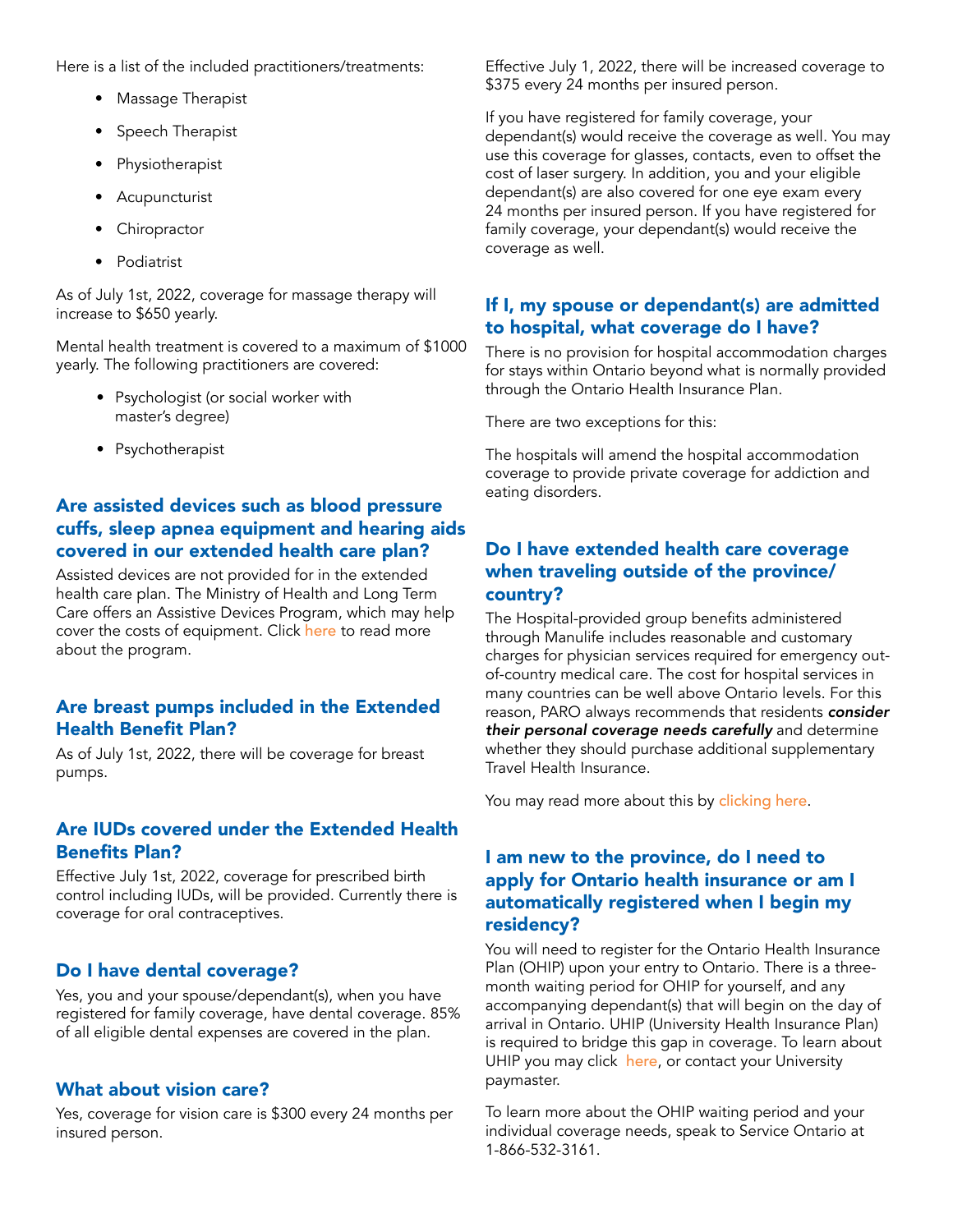Here is a list of the included practitioners/treatments:

- Massage Therapist
- Speech Therapist
- Physiotherapist
- Acupuncturist
- Chiropractor
- Podiatrist

As of July 1st, 2022, coverage for massage therapy will increase to $650 yearly.

Mental health treatment is covered to a maximum of $1000 yearly. The following practitioners are covered:

- Psychologist (or social worker with master's degree)
- Psychotherapist

## Are assisted devices such as blood pressure cuffs, sleep apnea equipment and hearing aids covered in our extended health care plan?

Assisted devices are not provided for in the extended health care plan. The Ministry of Health and Long Term Care offers an Assistive Devices Program, which may help cover the costs of equipment. Click here to read more about the program.

## Are breast pumps included in the Extended Health Benefit Plan?

As of July 1st, 2022, there will be coverage for breast pumps.

## Are IUDs covered under the Extended Health Benefits Plan?

Effective July 1st, 2022, coverage for prescribed birth control including IUDs, will be provided. Currently there is coverage for oral contraceptives.

## Do I have dental coverage?

Yes, you and your spouse/dependant(s), when you have registered for family coverage, have dental coverage. 85% of all eligible dental expenses are covered in the plan.

## What about vision care?

Yes, coverage for vision care is $300 every 24 months per insured person.

Effective July 1, 2022, there will be increased coverage to $375 every 24 months per insured person.

If you have registered for family coverage, your dependant(s) would receive the coverage as well. You may use this coverage for glasses, contacts, even to offset the cost of laser surgery. In addition, you and your eligible dependant(s) are also covered for one eye exam every 24 months per insured person. If you have registered for family coverage, your dependant(s) would receive the coverage as well.

## If I, my spouse or dependant(s) are admitted to hospital, what coverage do I have?

There is no provision for hospital accommodation charges for stays within Ontario beyond what is normally provided through the Ontario Health Insurance Plan.

There are two exceptions for this:

The hospitals will amend the hospital accommodation coverage to provide private coverage for addiction and eating disorders.

## Do I have extended health care coverage when traveling outside of the province/ country?

The Hospital-provided group benefits administered through Manulife includes reasonable and customary charges for physician services required for emergency out-of-country medical care. The cost for hospital services in many countries can be well above Ontario levels. For this reason, PARO always recommends that residents ***consider their personal coverage needs carefully*** and determine whether they should purchase additional supplementary Travel Health Insurance.

You may read more about this by clicking here.

## I am new to the province, do I need to apply for Ontario health insurance or am I automatically registered when I begin my residency?

You will need to register for the Ontario Health Insurance Plan (OHIP) upon your entry to Ontario. There is a three-month waiting period for OHIP for yourself, and any accompanying dependant(s) that will begin on the day of arrival in Ontario. UHIP (University Health Insurance Plan) is required to bridge this gap in coverage. To learn about UHIP you may click here, or contact your University paymaster.

To learn more about the OHIP waiting period and your individual coverage needs, speak to Service Ontario at 1-866-532-3161.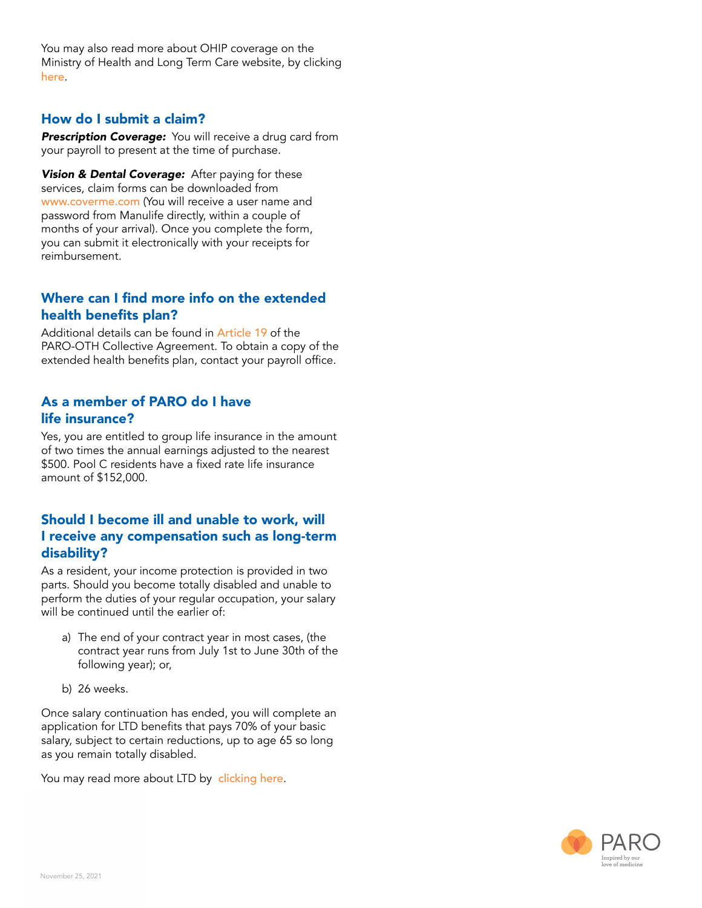You may also read more about OHIP coverage on the Ministry of Health and Long Term Care website, by clicking here.

## How do I submit a claim?

***Prescription Coverage:*** You will receive a drug card from your payroll to present at the time of purchase.

***Vision & Dental Coverage:*** After paying for these services, claim forms can be downloaded from www.coverme.com (You will receive a user name and password from Manulife directly, within a couple of months of your arrival). Once you complete the form, you can submit it electronically with your receipts for reimbursement.

## Where can I find more info on the extended health benefits plan?

Additional details can be found in Article 19 of the PARO-OTH Collective Agreement. To obtain a copy of the extended health benefits plan, contact your payroll office.

## As a member of PARO do I have life insurance?

Yes, you are entitled to group life insurance in the amount of two times the annual earnings adjusted to the nearest $500. Pool C residents have a fixed rate life insurance amount of $152,000.

## Should I become ill and unable to work, will I receive any compensation such as long-term disability?

As a resident, your income protection is provided in two parts. Should you become totally disabled and unable to perform the duties of your regular occupation, your salary will be continued until the earlier of:

a) The end of your contract year in most cases, (the contract year runs from July 1st to June 30th of the following year); or,

b) 26 weeks.

Once salary continuation has ended, you will complete an application for LTD benefits that pays 70% of your basic salary, subject to certain reductions, up to age 65 so long as you remain totally disabled.

You may read more about LTD by clicking here.

November 25, 2021